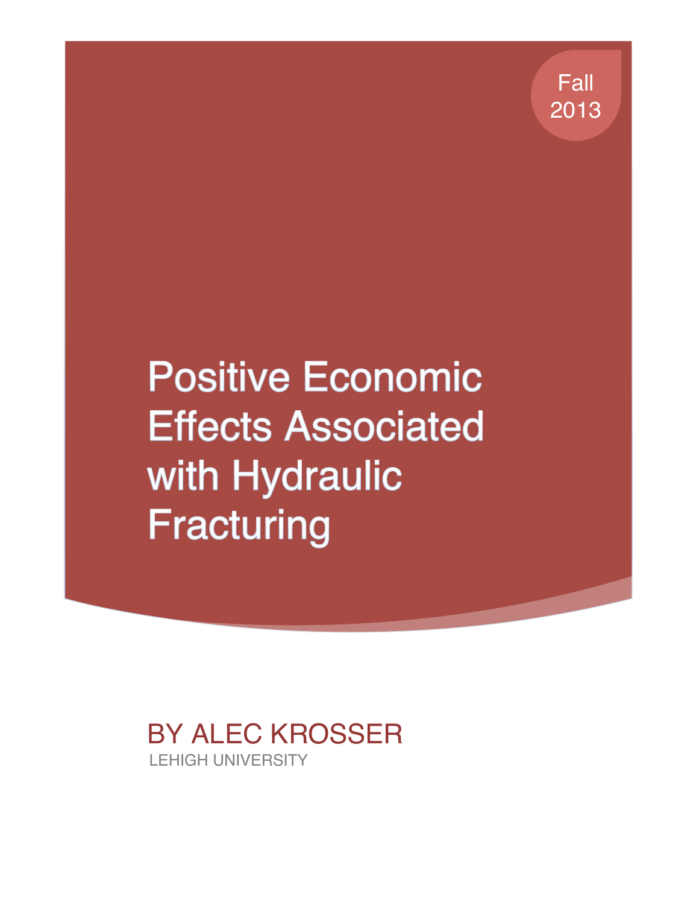Fall 2013

# Positive Economic Effects Associated with Hydraulic Fracturing

BY ALEC KROSSER

LEHIGH UNIVERSITY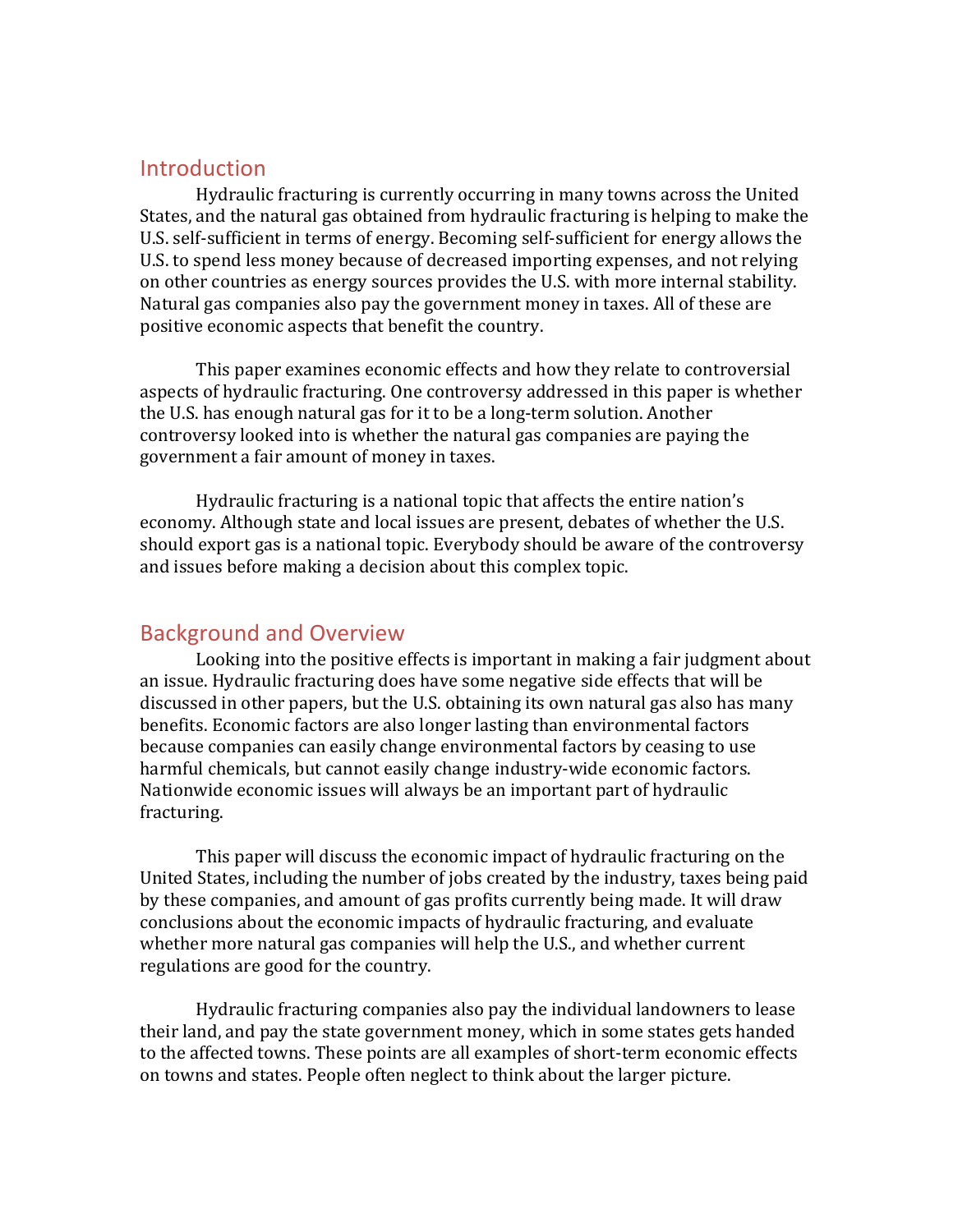## Introduction

Hydraulic fracturing is currently occurring in many towns across the United States, and the natural gas obtained from hydraulic fracturing is helping to make the U.S. self-sufficient in terms of energy. Becoming self-sufficient for energy allows the U.S. to spend less money because of decreased importing expenses, and not relying on other countries as energy sources provides the U.S. with more internal stability. Natural gas companies also pay the government money in taxes. All of these are positive economic aspects that benefit the country.

This paper examines economic effects and how they relate to controversial aspects of hydraulic fracturing. One controversy addressed in this paper is whether the U.S. has enough natural gas for it to be a long-term solution. Another controversy looked into is whether the natural gas companies are paying the government a fair amount of money in taxes.

Hydraulic fracturing is a national topic that affects the entire nation's economy. Although state and local issues are present, debates of whether the U.S. should export gas is a national topic. Everybody should be aware of the controversy and issues before making a decision about this complex topic.

## Background and Overview

Looking into the positive effects is important in making a fair judgment about an issue. Hydraulic fracturing does have some negative side effects that will be discussed in other papers, but the U.S. obtaining its own natural gas also has many benefits. Economic factors are also longer lasting than environmental factors because companies can easily change environmental factors by ceasing to use harmful chemicals, but cannot easily change industry-wide economic factors. Nationwide economic issues will always be an important part of hydraulic fracturing.

This paper will discuss the economic impact of hydraulic fracturing on the United States, including the number of jobs created by the industry, taxes being paid by these companies, and amount of gas profits currently being made. It will draw conclusions about the economic impacts of hydraulic fracturing, and evaluate whether more natural gas companies will help the U.S., and whether current regulations are good for the country.

Hydraulic fracturing companies also pay the individual landowners to lease their land, and pay the state government money, which in some states gets handed to the affected towns. These points are all examples of short-term economic effects on towns and states. People often neglect to think about the larger picture.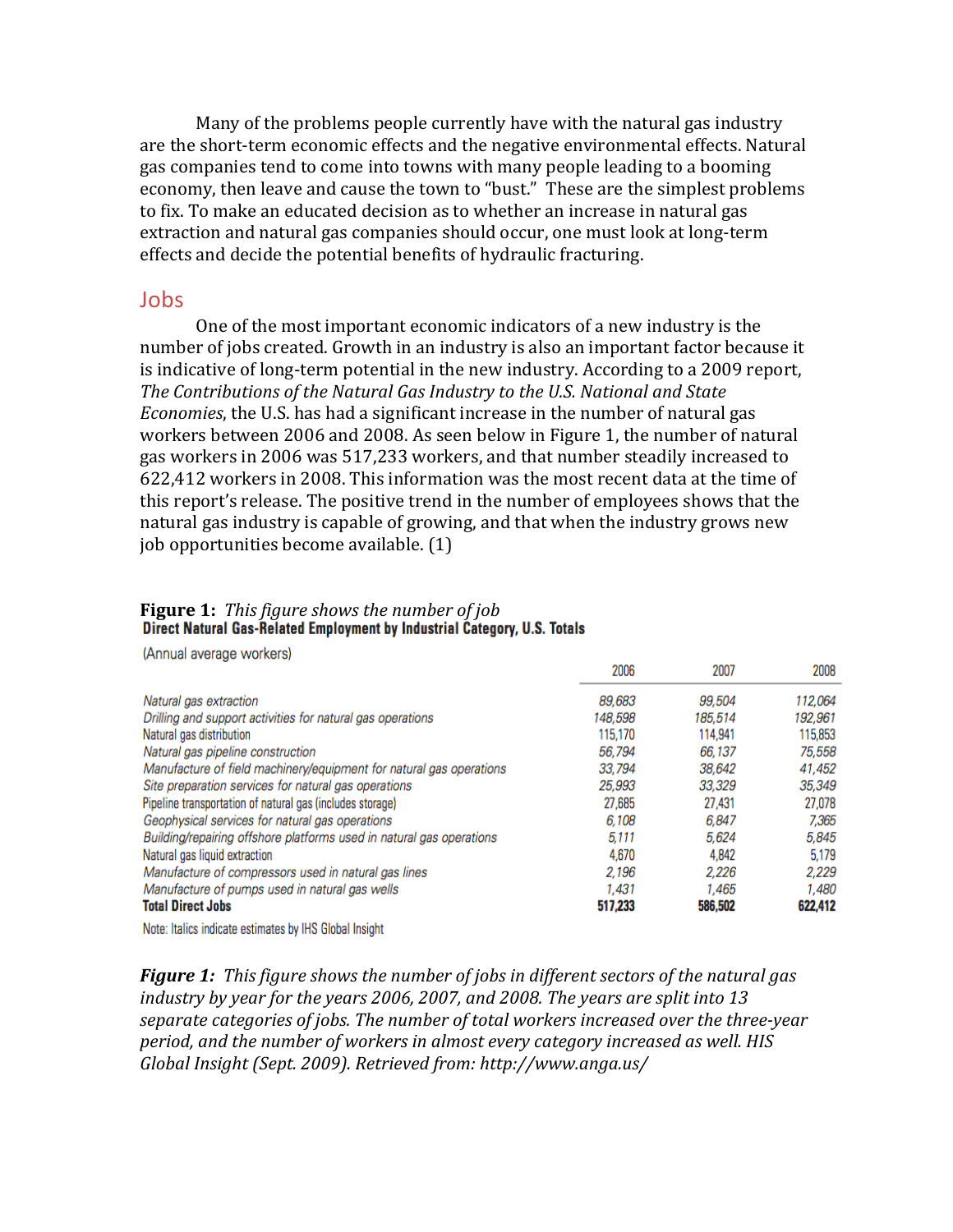Many of the problems people currently have with the natural gas industry are the short-term economic effects and the negative environmental effects. Natural gas companies tend to come into towns with many people leading to a booming economy, then leave and cause the town to "bust." These are the simplest problems to fix. To make an educated decision as to whether an increase in natural gas extraction and natural gas companies should occur, one must look at long-term effects and decide the potential benefits of hydraulic fracturing.

## Jobs

One of the most important economic indicators of a new industry is the number of jobs created. Growth in an industry is also an important factor because it is indicative of long-term potential in the new industry. According to a 2009 report, *The Contributions of the Natural Gas Industry to the U.S. National and State Economies*, the U.S. has had a significant increase in the number of natural gas workers between 2006 and 2008. As seen below in Figure 1, the number of natural gas workers in 2006 was 517,233 workers, and that number steadily increased to 622,412 workers in 2008. This information was the most recent data at the time of this report's release. The positive trend in the number of employees shows that the natural gas industry is capable of growing, and that when the industry grows new job opportunities become available. (1)

**Figure 1:** *This figure shows the number of job*

**Direct Natural Gas-Related Employment by Industrial Category, U.S. Totals**

(Annual average workers)

| | 2006 | 2007 | 2008 |
|---|---|---|---|
| *Natural gas extraction* | *89,683* | *99,504* | *112,064* |
| *Drilling and support activities for natural gas operations* | *148,598* | *185,514* | *192,961* |
| Natural gas distribution | 115,170 | 114,941 | 115,853 |
| *Natural gas pipeline construction* | *56,794* | *66,137* | *75,558* |
| *Manufacture of field machinery/equipment for natural gas operations* | *33,794* | *38,642* | *41,452* |
| *Site preparation services for natural gas operations* | *25,993* | *33,329* | *35,349* |
| Pipeline transportation of natural gas (includes storage) | 27,685 | 27,431 | 27,078 |
| *Geophysical services for natural gas operations* | *6,108* | *6,847* | *7,365* |
| *Building/repairing offshore platforms used in natural gas operations* | *5,111* | *5,624* | *5,845* |
| Natural gas liquid extraction | 4,670 | 4,842 | 5,179 |
| *Manufacture of compressors used in natural gas lines* | *2,196* | *2,226* | *2,229* |
| *Manufacture of pumps used in natural gas wells* | *1,431* | *1,465* | *1,480* |
| **Total Direct Jobs** | **517,233** | **586,502** | **622,412** |

Note: Italics indicate estimates by IHS Global Insight

***Figure 1:*** *This figure shows the number of jobs in different sectors of the natural gas industry by year for the years 2006, 2007, and 2008. The years are split into 13 separate categories of jobs. The number of total workers increased over the three-year period, and the number of workers in almost every category increased as well. HIS Global Insight (Sept. 2009). Retrieved from: http://www.anga.us/*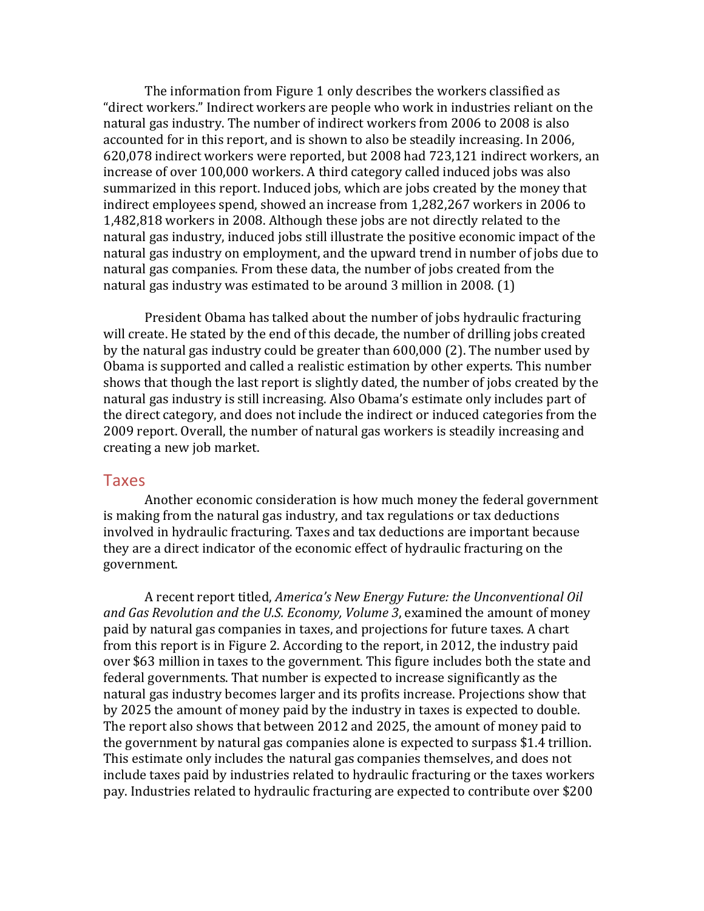The information from Figure 1 only describes the workers classified as "direct workers." Indirect workers are people who work in industries reliant on the natural gas industry. The number of indirect workers from 2006 to 2008 is also accounted for in this report, and is shown to also be steadily increasing. In 2006, 620,078 indirect workers were reported, but 2008 had 723,121 indirect workers, an increase of over 100,000 workers. A third category called induced jobs was also summarized in this report. Induced jobs, which are jobs created by the money that indirect employees spend, showed an increase from 1,282,267 workers in 2006 to 1,482,818 workers in 2008. Although these jobs are not directly related to the natural gas industry, induced jobs still illustrate the positive economic impact of the natural gas industry on employment, and the upward trend in number of jobs due to natural gas companies. From these data, the number of jobs created from the natural gas industry was estimated to be around 3 million in 2008. (1)

President Obama has talked about the number of jobs hydraulic fracturing will create. He stated by the end of this decade, the number of drilling jobs created by the natural gas industry could be greater than 600,000 (2). The number used by Obama is supported and called a realistic estimation by other experts. This number shows that though the last report is slightly dated, the number of jobs created by the natural gas industry is still increasing. Also Obama's estimate only includes part of the direct category, and does not include the indirect or induced categories from the 2009 report. Overall, the number of natural gas workers is steadily increasing and creating a new job market.

## Taxes

Another economic consideration is how much money the federal government is making from the natural gas industry, and tax regulations or tax deductions involved in hydraulic fracturing. Taxes and tax deductions are important because they are a direct indicator of the economic effect of hydraulic fracturing on the government.

A recent report titled, *America's New Energy Future: the Unconventional Oil and Gas Revolution and the U.S. Economy, Volume 3*, examined the amount of money paid by natural gas companies in taxes, and projections for future taxes. A chart from this report is in Figure 2. According to the report, in 2012, the industry paid over $63 million in taxes to the government. This figure includes both the state and federal governments. That number is expected to increase significantly as the natural gas industry becomes larger and its profits increase. Projections show that by 2025 the amount of money paid by the industry in taxes is expected to double. The report also shows that between 2012 and 2025, the amount of money paid to the government by natural gas companies alone is expected to surpass $1.4 trillion. This estimate only includes the natural gas companies themselves, and does not include taxes paid by industries related to hydraulic fracturing or the taxes workers pay. Industries related to hydraulic fracturing are expected to contribute over $200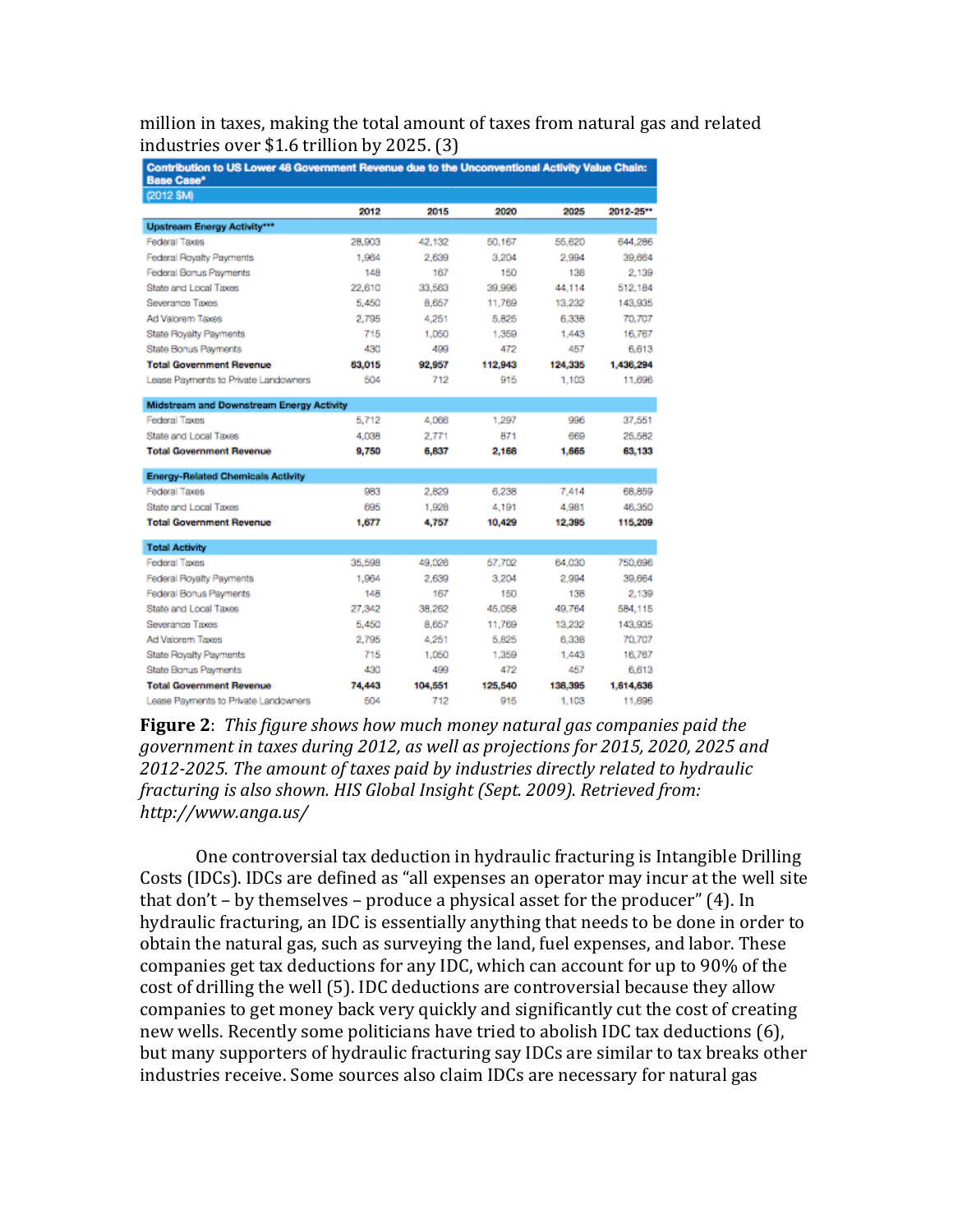million in taxes, making the total amount of taxes from natural gas and related industries over $1.6 trillion by 2025. (3)

| Contribution to US Lower 48 Government Revenue due to the Unconventional Activity Value Chain: Base Case* (2012 $M) | 2012 | 2015 | 2020 | 2025 | 2012-25** |
|---|---|---|---|---|---|
| **Upstream Energy Activity***** | | | | | |
| Federal Taxes | 28,903 | 42,132 | 50,167 | 55,620 | 644,286 |
| Federal Royalty Payments | 1,964 | 2,639 | 3,204 | 2,994 | 39,664 |
| Federal Bonus Payments | 148 | 167 | 150 | 138 | 2,139 |
| State and Local Taxes | 22,610 | 33,563 | 39,996 | 44,114 | 512,184 |
| Severance Taxes | 5,450 | 8,657 | 11,769 | 13,232 | 143,935 |
| Ad Valorem Taxes | 2,795 | 4,251 | 5,825 | 6,338 | 70,707 |
| State Royalty Payments | 715 | 1,050 | 1,359 | 1,443 | 16,767 |
| State Bonus Payments | 430 | 499 | 472 | 457 | 6,613 |
| **Total Government Revenue** | **63,015** | **92,957** | **112,943** | **124,335** | **1,436,294** |
| Lease Payments to Private Landowners | 504 | 712 | 915 | 1,103 | 11,696 |
| **Midstream and Downstream Energy Activity** | | | | | |
| Federal Taxes | 5,712 | 4,066 | 1,297 | 996 | 37,551 |
| State and Local Taxes | 4,038 | 2,771 | 871 | 669 | 25,582 |
| **Total Government Revenue** | **9,750** | **6,837** | **2,168** | **1,665** | **63,133** |
| **Energy-Related Chemicals Activity** | | | | | |
| Federal Taxes | 983 | 2,829 | 6,238 | 7,414 | 68,859 |
| State and Local Taxes | 695 | 1,928 | 4,191 | 4,981 | 46,350 |
| **Total Government Revenue** | **1,677** | **4,757** | **10,429** | **12,395** | **115,209** |
| **Total Activity** | | | | | |
| Federal Taxes | 35,598 | 49,026 | 57,702 | 64,030 | 750,696 |
| Federal Royalty Payments | 1,964 | 2,639 | 3,204 | 2,994 | 39,664 |
| Federal Bonus Payments | 148 | 167 | 150 | 138 | 2,139 |
| State and Local Taxes | 27,342 | 38,262 | 45,058 | 49,764 | 584,115 |
| Severance Taxes | 5,450 | 8,657 | 11,769 | 13,232 | 143,935 |
| Ad Valorem Taxes | 2,795 | 4,251 | 5,825 | 6,338 | 70,707 |
| State Royalty Payments | 715 | 1,050 | 1,359 | 1,443 | 16,767 |
| State Bonus Payments | 430 | 499 | 472 | 457 | 6,613 |
| **Total Government Revenue** | **74,443** | **104,551** | **125,540** | **138,395** | **1,614,636** |
| Lease Payments to Private Landowners | 504 | 712 | 915 | 1,103 | 11,696 |

**Figure 2**: *This figure shows how much money natural gas companies paid the government in taxes during 2012, as well as projections for 2015, 2020, 2025 and 2012-2025. The amount of taxes paid by industries directly related to hydraulic fracturing is also shown. HIS Global Insight (Sept. 2009). Retrieved from: http://www.anga.us/*

One controversial tax deduction in hydraulic fracturing is Intangible Drilling Costs (IDCs). IDCs are defined as "all expenses an operator may incur at the well site that don't – by themselves – produce a physical asset for the producer" (4). In hydraulic fracturing, an IDC is essentially anything that needs to be done in order to obtain the natural gas, such as surveying the land, fuel expenses, and labor. These companies get tax deductions for any IDC, which can account for up to 90% of the cost of drilling the well (5). IDC deductions are controversial because they allow companies to get money back very quickly and significantly cut the cost of creating new wells. Recently some politicians have tried to abolish IDC tax deductions (6), but many supporters of hydraulic fracturing say IDCs are similar to tax breaks other industries receive. Some sources also claim IDCs are necessary for natural gas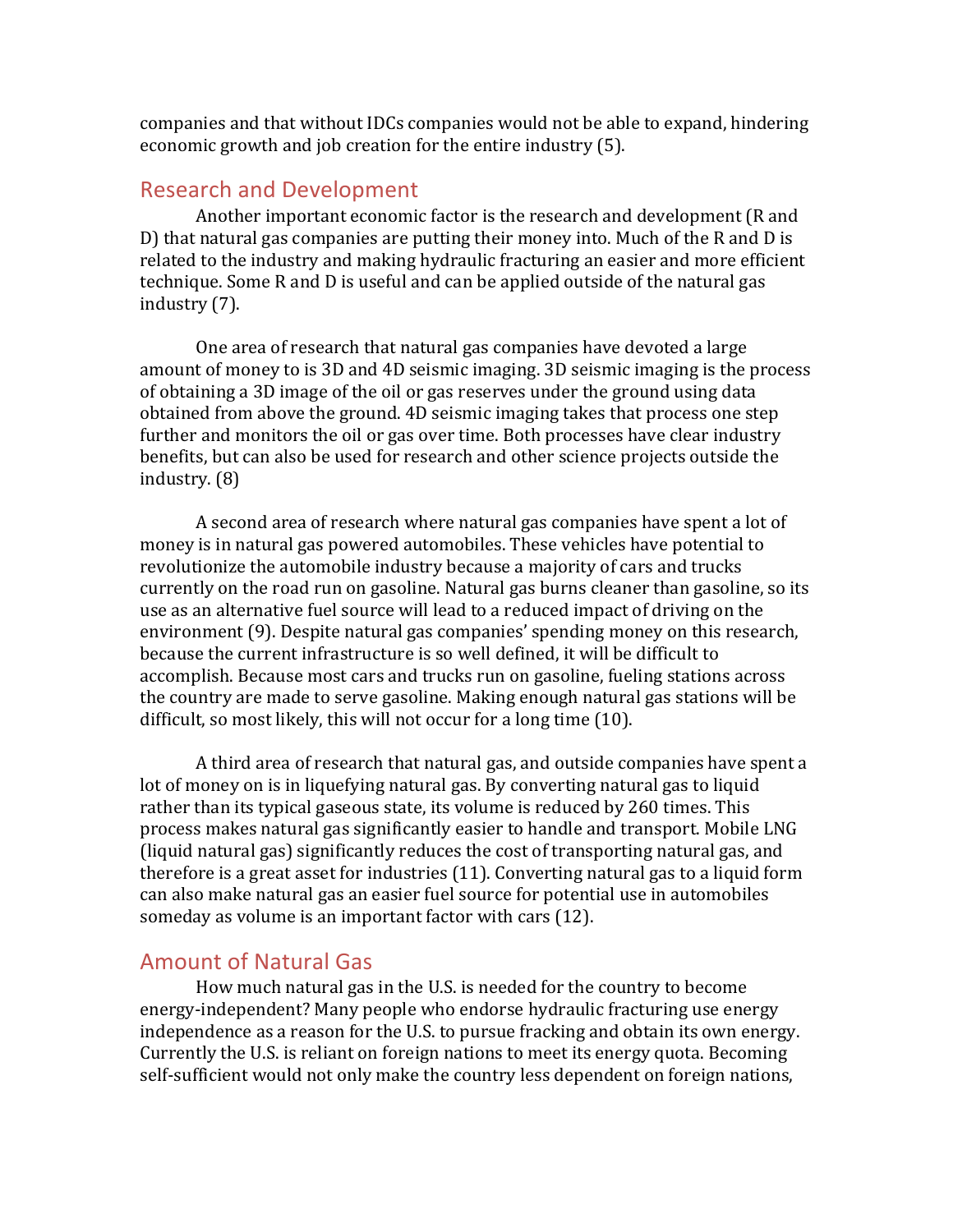companies and that without IDCs companies would not be able to expand, hindering economic growth and job creation for the entire industry (5).

## Research and Development

Another important economic factor is the research and development (R and D) that natural gas companies are putting their money into. Much of the R and D is related to the industry and making hydraulic fracturing an easier and more efficient technique. Some R and D is useful and can be applied outside of the natural gas industry (7).

One area of research that natural gas companies have devoted a large amount of money to is 3D and 4D seismic imaging. 3D seismic imaging is the process of obtaining a 3D image of the oil or gas reserves under the ground using data obtained from above the ground. 4D seismic imaging takes that process one step further and monitors the oil or gas over time. Both processes have clear industry benefits, but can also be used for research and other science projects outside the industry. (8)

A second area of research where natural gas companies have spent a lot of money is in natural gas powered automobiles. These vehicles have potential to revolutionize the automobile industry because a majority of cars and trucks currently on the road run on gasoline. Natural gas burns cleaner than gasoline, so its use as an alternative fuel source will lead to a reduced impact of driving on the environment (9). Despite natural gas companies' spending money on this research, because the current infrastructure is so well defined, it will be difficult to accomplish. Because most cars and trucks run on gasoline, fueling stations across the country are made to serve gasoline. Making enough natural gas stations will be difficult, so most likely, this will not occur for a long time (10).

A third area of research that natural gas, and outside companies have spent a lot of money on is in liquefying natural gas. By converting natural gas to liquid rather than its typical gaseous state, its volume is reduced by 260 times. This process makes natural gas significantly easier to handle and transport. Mobile LNG (liquid natural gas) significantly reduces the cost of transporting natural gas, and therefore is a great asset for industries (11). Converting natural gas to a liquid form can also make natural gas an easier fuel source for potential use in automobiles someday as volume is an important factor with cars (12).

## Amount of Natural Gas

How much natural gas in the U.S. is needed for the country to become energy-independent? Many people who endorse hydraulic fracturing use energy independence as a reason for the U.S. to pursue fracking and obtain its own energy. Currently the U.S. is reliant on foreign nations to meet its energy quota. Becoming self-sufficient would not only make the country less dependent on foreign nations,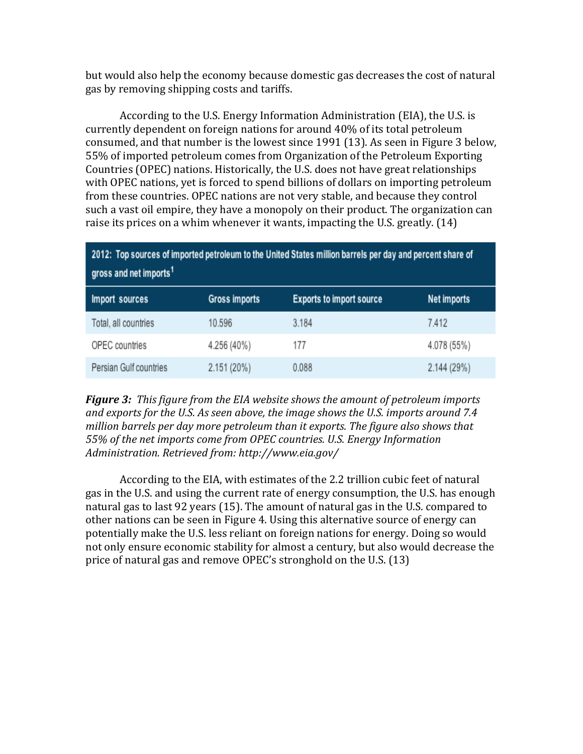but would also help the economy because domestic gas decreases the cost of natural gas by removing shipping costs and tariffs.

According to the U.S. Energy Information Administration (EIA), the U.S. is currently dependent on foreign nations for around 40% of its total petroleum consumed, and that number is the lowest since 1991 (13). As seen in Figure 3 below, 55% of imported petroleum comes from Organization of the Petroleum Exporting Countries (OPEC) nations. Historically, the U.S. does not have great relationships with OPEC nations, yet is forced to spend billions of dollars on importing petroleum from these countries. OPEC nations are not very stable, and because they control such a vast oil empire, they have a monopoly on their product. The organization can raise its prices on a whim whenever it wants, impacting the U.S. greatly. (14)

| 2012: Top sources of imported petroleum to the United States million barrels per day and percent share of gross and net imports[1] | | | |
|---|---|---|---|
| **Import sources** | **Gross imports** | **Exports to import source** | **Net imports** |
| Total, all countries | 10.596 | 3.184 | 7.412 |
| OPEC countries | 4.256 (40%) | 177 | 4.078 (55%) |
| Persian Gulf countries | 2.151 (20%) | 0.088 | 2.144 (29%) |

***Figure 3:*** *This figure from the EIA website shows the amount of petroleum imports and exports for the U.S. As seen above, the image shows the U.S. imports around 7.4 million barrels per day more petroleum than it exports. The figure also shows that 55% of the net imports come from OPEC countries. U.S. Energy Information Administration. Retrieved from: http://www.eia.gov/*

According to the EIA, with estimates of the 2.2 trillion cubic feet of natural gas in the U.S. and using the current rate of energy consumption, the U.S. has enough natural gas to last 92 years (15). The amount of natural gas in the U.S. compared to other nations can be seen in Figure 4. Using this alternative source of energy can potentially make the U.S. less reliant on foreign nations for energy. Doing so would not only ensure economic stability for almost a century, but also would decrease the price of natural gas and remove OPEC's stronghold on the U.S. (13)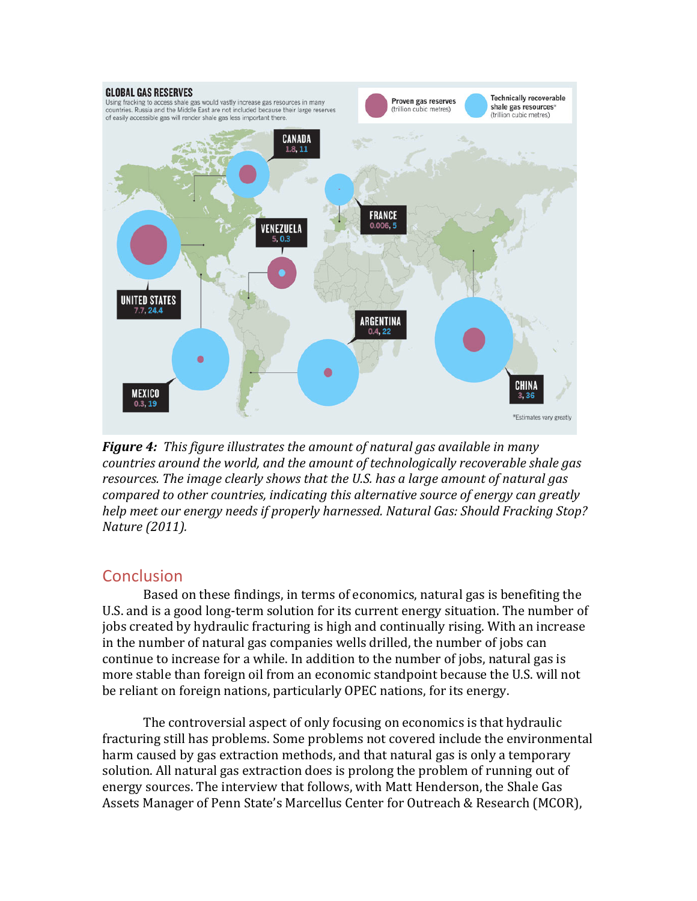*__Figure 4:__ This figure illustrates the amount of natural gas available in many countries around the world, and the amount of technologically recoverable shale gas resources. The image clearly shows that the U.S. has a large amount of natural gas compared to other countries, indicating this alternative source of energy can greatly help meet our energy needs if properly harnessed. Natural Gas: Should Fracking Stop? Nature (2011).*

## Conclusion

Based on these findings, in terms of economics, natural gas is benefiting the U.S. and is a good long-term solution for its current energy situation. The number of jobs created by hydraulic fracturing is high and continually rising. With an increase in the number of natural gas companies wells drilled, the number of jobs can continue to increase for a while. In addition to the number of jobs, natural gas is more stable than foreign oil from an economic standpoint because the U.S. will not be reliant on foreign nations, particularly OPEC nations, for its energy.

The controversial aspect of only focusing on economics is that hydraulic fracturing still has problems. Some problems not covered include the environmental harm caused by gas extraction methods, and that natural gas is only a temporary solution. All natural gas extraction does is prolong the problem of running out of energy sources. The interview that follows, with Matt Henderson, the Shale Gas Assets Manager of Penn State's Marcellus Center for Outreach & Research (MCOR),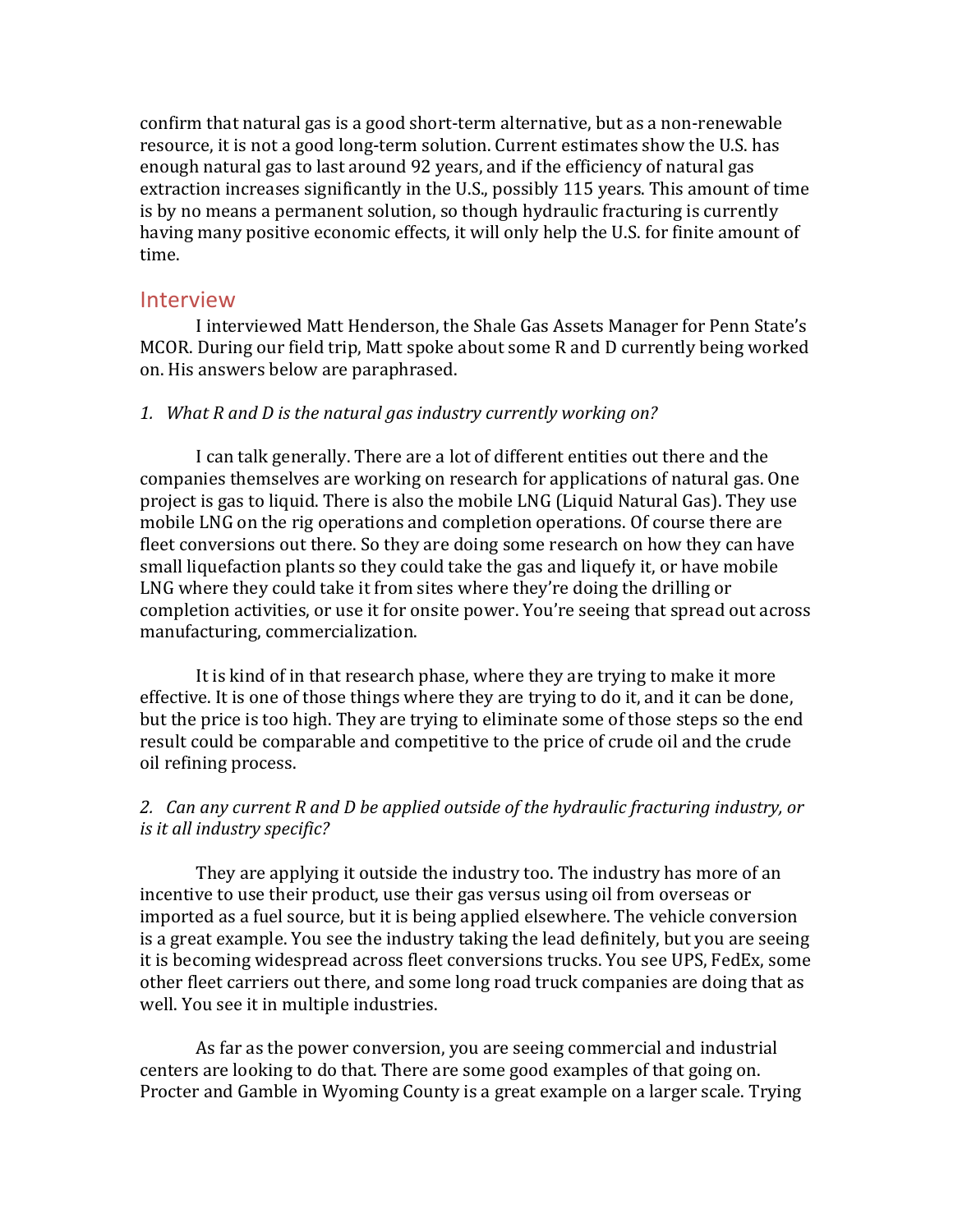confirm that natural gas is a good short-term alternative, but as a non-renewable resource, it is not a good long-term solution. Current estimates show the U.S. has enough natural gas to last around 92 years, and if the efficiency of natural gas extraction increases significantly in the U.S., possibly 115 years. This amount of time is by no means a permanent solution, so though hydraulic fracturing is currently having many positive economic effects, it will only help the U.S. for finite amount of time.

## Interview

I interviewed Matt Henderson, the Shale Gas Assets Manager for Penn State's MCOR. During our field trip, Matt spoke about some R and D currently being worked on. His answers below are paraphrased.

*1. What R and D is the natural gas industry currently working on?*

I can talk generally. There are a lot of different entities out there and the companies themselves are working on research for applications of natural gas. One project is gas to liquid. There is also the mobile LNG (Liquid Natural Gas). They use mobile LNG on the rig operations and completion operations. Of course there are fleet conversions out there. So they are doing some research on how they can have small liquefaction plants so they could take the gas and liquefy it, or have mobile LNG where they could take it from sites where they're doing the drilling or completion activities, or use it for onsite power. You're seeing that spread out across manufacturing, commercialization.

It is kind of in that research phase, where they are trying to make it more effective. It is one of those things where they are trying to do it, and it can be done, but the price is too high. They are trying to eliminate some of those steps so the end result could be comparable and competitive to the price of crude oil and the crude oil refining process.

*2. Can any current R and D be applied outside of the hydraulic fracturing industry, or is it all industry specific?*

They are applying it outside the industry too. The industry has more of an incentive to use their product, use their gas versus using oil from overseas or imported as a fuel source, but it is being applied elsewhere. The vehicle conversion is a great example. You see the industry taking the lead definitely, but you are seeing it is becoming widespread across fleet conversions trucks. You see UPS, FedEx, some other fleet carriers out there, and some long road truck companies are doing that as well. You see it in multiple industries.

As far as the power conversion, you are seeing commercial and industrial centers are looking to do that. There are some good examples of that going on. Procter and Gamble in Wyoming County is a great example on a larger scale. Trying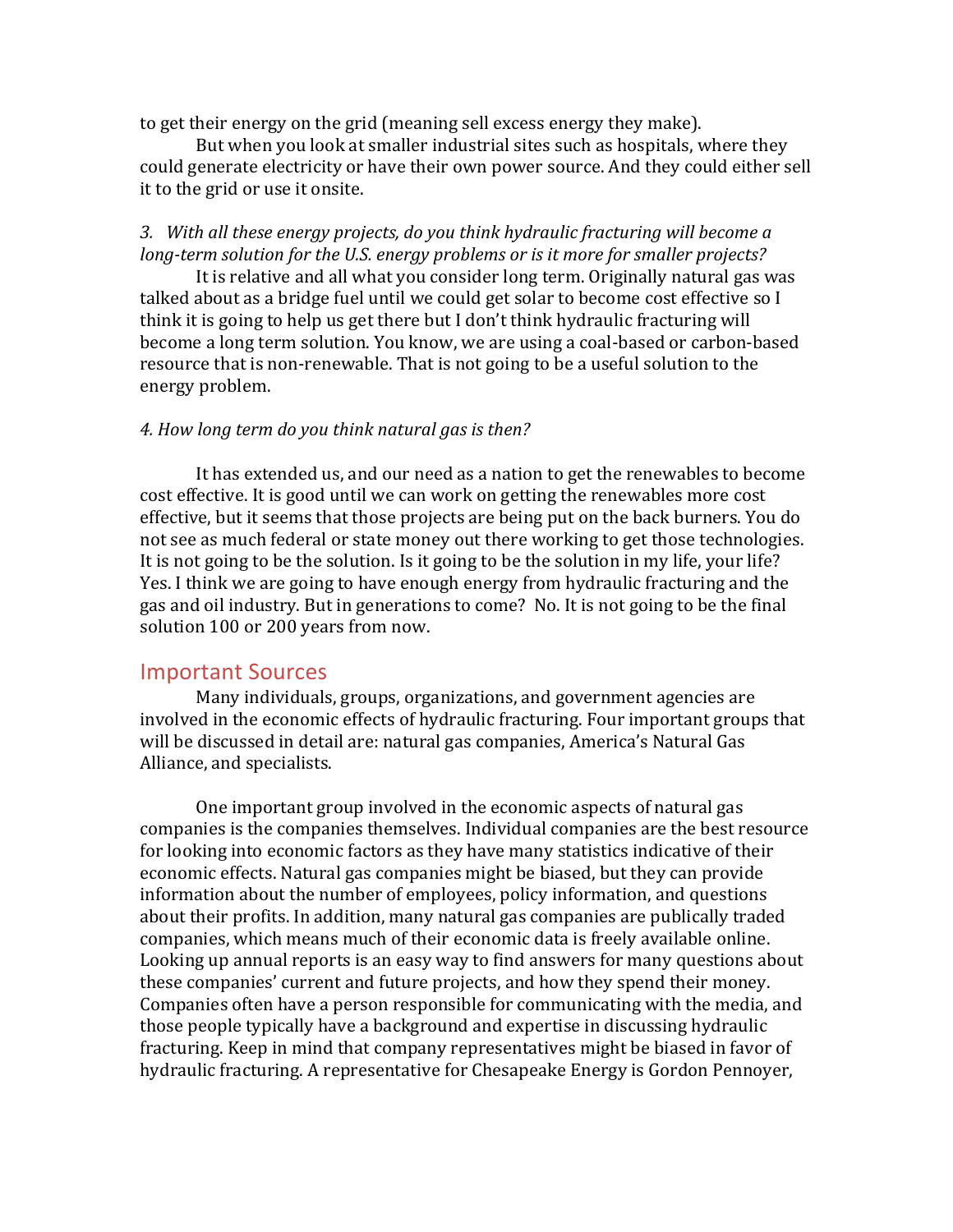to get their energy on the grid (meaning sell excess energy they make).

But when you look at smaller industrial sites such as hospitals, where they could generate electricity or have their own power source. And they could either sell it to the grid or use it onsite.

*3. With all these energy projects, do you think hydraulic fracturing will become a long-term solution for the U.S. energy problems or is it more for smaller projects?*

It is relative and all what you consider long term. Originally natural gas was talked about as a bridge fuel until we could get solar to become cost effective so I think it is going to help us get there but I don't think hydraulic fracturing will become a long term solution. You know, we are using a coal-based or carbon-based resource that is non-renewable. That is not going to be a useful solution to the energy problem.

*4. How long term do you think natural gas is then?*

It has extended us, and our need as a nation to get the renewables to become cost effective. It is good until we can work on getting the renewables more cost effective, but it seems that those projects are being put on the back burners. You do not see as much federal or state money out there working to get those technologies. It is not going to be the solution. Is it going to be the solution in my life, your life? Yes. I think we are going to have enough energy from hydraulic fracturing and the gas and oil industry. But in generations to come? No. It is not going to be the final solution 100 or 200 years from now.

## Important Sources

Many individuals, groups, organizations, and government agencies are involved in the economic effects of hydraulic fracturing. Four important groups that will be discussed in detail are: natural gas companies, America's Natural Gas Alliance, and specialists.

One important group involved in the economic aspects of natural gas companies is the companies themselves. Individual companies are the best resource for looking into economic factors as they have many statistics indicative of their economic effects. Natural gas companies might be biased, but they can provide information about the number of employees, policy information, and questions about their profits. In addition, many natural gas companies are publically traded companies, which means much of their economic data is freely available online. Looking up annual reports is an easy way to find answers for many questions about these companies' current and future projects, and how they spend their money. Companies often have a person responsible for communicating with the media, and those people typically have a background and expertise in discussing hydraulic fracturing. Keep in mind that company representatives might be biased in favor of hydraulic fracturing. A representative for Chesapeake Energy is Gordon Pennoyer,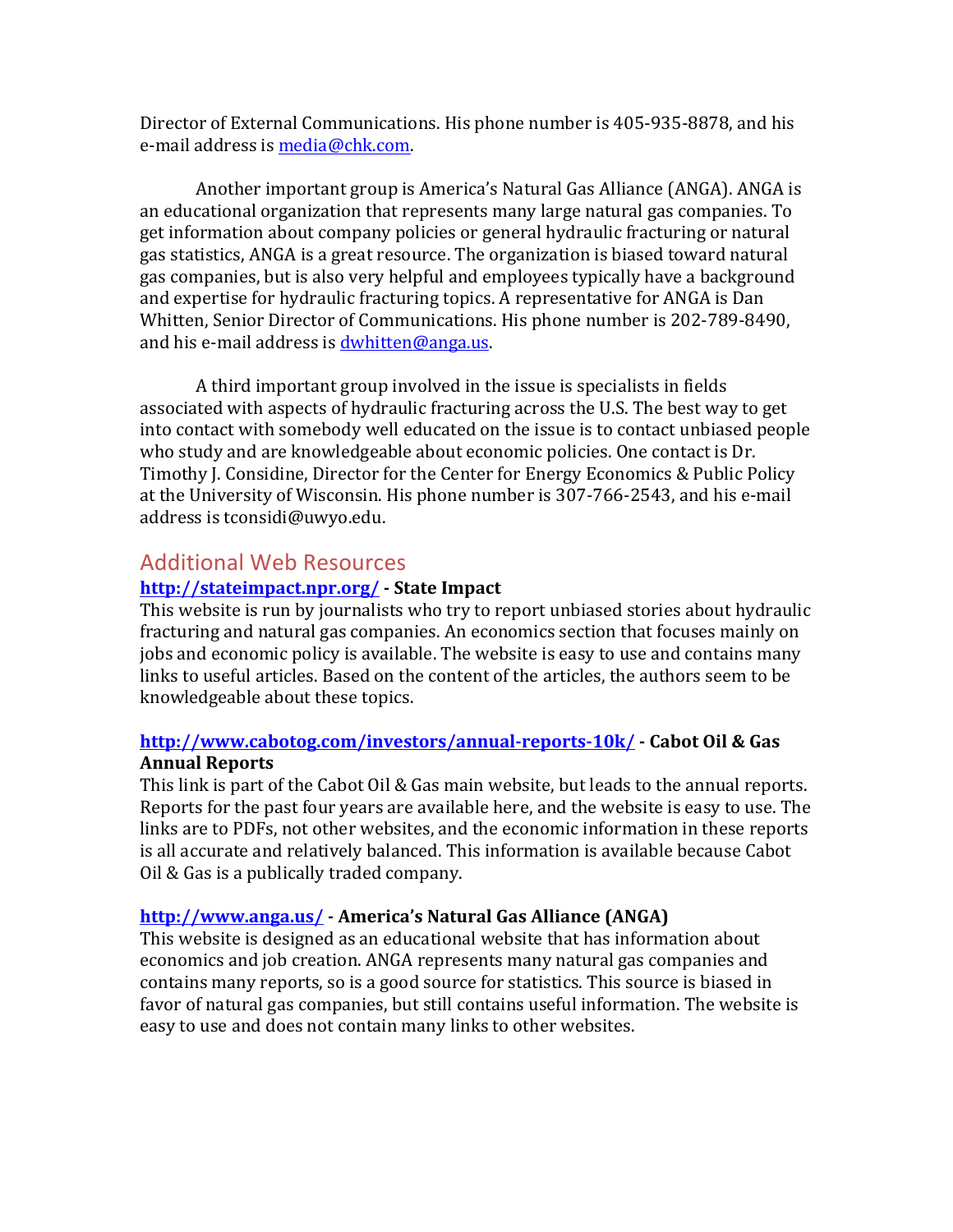Director of External Communications. His phone number is 405-935-8878, and his e-mail address is media@chk.com.

Another important group is America's Natural Gas Alliance (ANGA). ANGA is an educational organization that represents many large natural gas companies. To get information about company policies or general hydraulic fracturing or natural gas statistics, ANGA is a great resource. The organization is biased toward natural gas companies, but is also very helpful and employees typically have a background and expertise for hydraulic fracturing topics. A representative for ANGA is Dan Whitten, Senior Director of Communications. His phone number is 202-789-8490, and his e-mail address is dwhitten@anga.us.

A third important group involved in the issue is specialists in fields associated with aspects of hydraulic fracturing across the U.S. The best way to get into contact with somebody well educated on the issue is to contact unbiased people who study and are knowledgeable about economic policies. One contact is Dr. Timothy J. Considine, Director for the Center for Energy Economics & Public Policy at the University of Wisconsin. His phone number is 307-766-2543, and his e-mail address is tconsidi@uwyo.edu.

## Additional Web Resources

**http://stateimpact.npr.org/ - State Impact**

This website is run by journalists who try to report unbiased stories about hydraulic fracturing and natural gas companies. An economics section that focuses mainly on jobs and economic policy is available. The website is easy to use and contains many links to useful articles. Based on the content of the articles, the authors seem to be knowledgeable about these topics.

**http://www.cabotog.com/investors/annual-reports-10k/ - Cabot Oil & Gas Annual Reports**

This link is part of the Cabot Oil & Gas main website, but leads to the annual reports. Reports for the past four years are available here, and the website is easy to use. The links are to PDFs, not other websites, and the economic information in these reports is all accurate and relatively balanced. This information is available because Cabot Oil & Gas is a publically traded company.

**http://www.anga.us/ - America's Natural Gas Alliance (ANGA)**

This website is designed as an educational website that has information about economics and job creation. ANGA represents many natural gas companies and contains many reports, so is a good source for statistics. This source is biased in favor of natural gas companies, but still contains useful information. The website is easy to use and does not contain many links to other websites.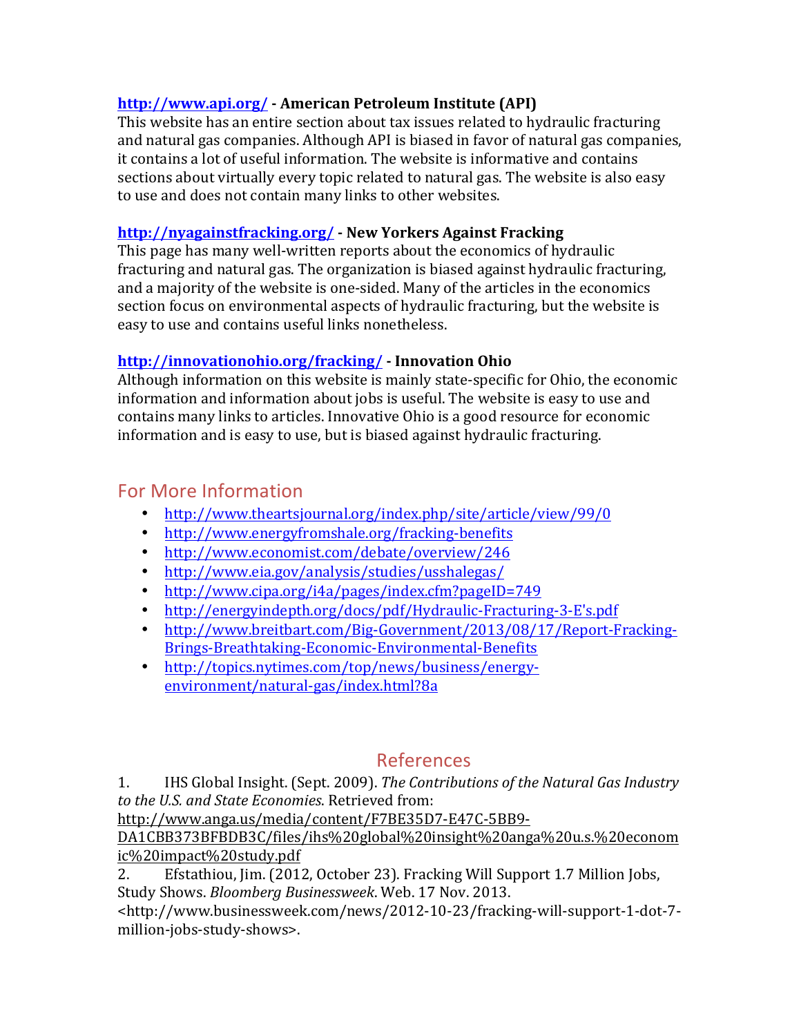**[http://www.api.org/](http://www.api.org/) - American Petroleum Institute (API)**
This website has an entire section about tax issues related to hydraulic fracturing and natural gas companies. Although API is biased in favor of natural gas companies, it contains a lot of useful information. The website is informative and contains sections about virtually every topic related to natural gas. The website is also easy to use and does not contain many links to other websites.

**[http://nyagainstfracking.org/](http://nyagainstfracking.org/) - New Yorkers Against Fracking**
This page has many well-written reports about the economics of hydraulic fracturing and natural gas. The organization is biased against hydraulic fracturing, and a majority of the website is one-sided. Many of the articles in the economics section focus on environmental aspects of hydraulic fracturing, but the website is easy to use and contains useful links nonetheless.

**[http://innovationohio.org/fracking/](http://innovationohio.org/fracking/) - Innovation Ohio**
Although information on this website is mainly state-specific for Ohio, the economic information and information about jobs is useful. The website is easy to use and contains many links to articles. Innovative Ohio is a good resource for economic information and is easy to use, but is biased against hydraulic fracturing.

## For More Information

- http://www.theartsjournal.org/index.php/site/article/view/99/0
- http://www.energyfromshale.org/fracking-benefits
- http://www.economist.com/debate/overview/246
- http://www.eia.gov/analysis/studies/usshalegas/
- http://www.cipa.org/i4a/pages/index.cfm?pageID=749
- http://energyindepth.org/docs/pdf/Hydraulic-Fracturing-3-E's.pdf
- http://www.breitbart.com/Big-Government/2013/08/17/Report-Fracking-Brings-Breathtaking-Economic-Environmental-Benefits
- http://topics.nytimes.com/top/news/business/energy-environment/natural-gas/index.html?8a

## References

1. IHS Global Insight. (Sept. 2009). *The Contributions of the Natural Gas Industry to the U.S. and State Economies*. Retrieved from: http://www.anga.us/media/content/F7BE35D7-E47C-5BB9-DA1CBB373BFBDB3C/files/ihs%20global%20insight%20anga%20u.s.%20economic%20impact%20study.pdf
2. Efstathiou, Jim. (2012, October 23). Fracking Will Support 1.7 Million Jobs, Study Shows. *Bloomberg Businessweek*. Web. 17 Nov. 2013. <http://www.businessweek.com/news/2012-10-23/fracking-will-support-1-dot-7-million-jobs-study-shows>.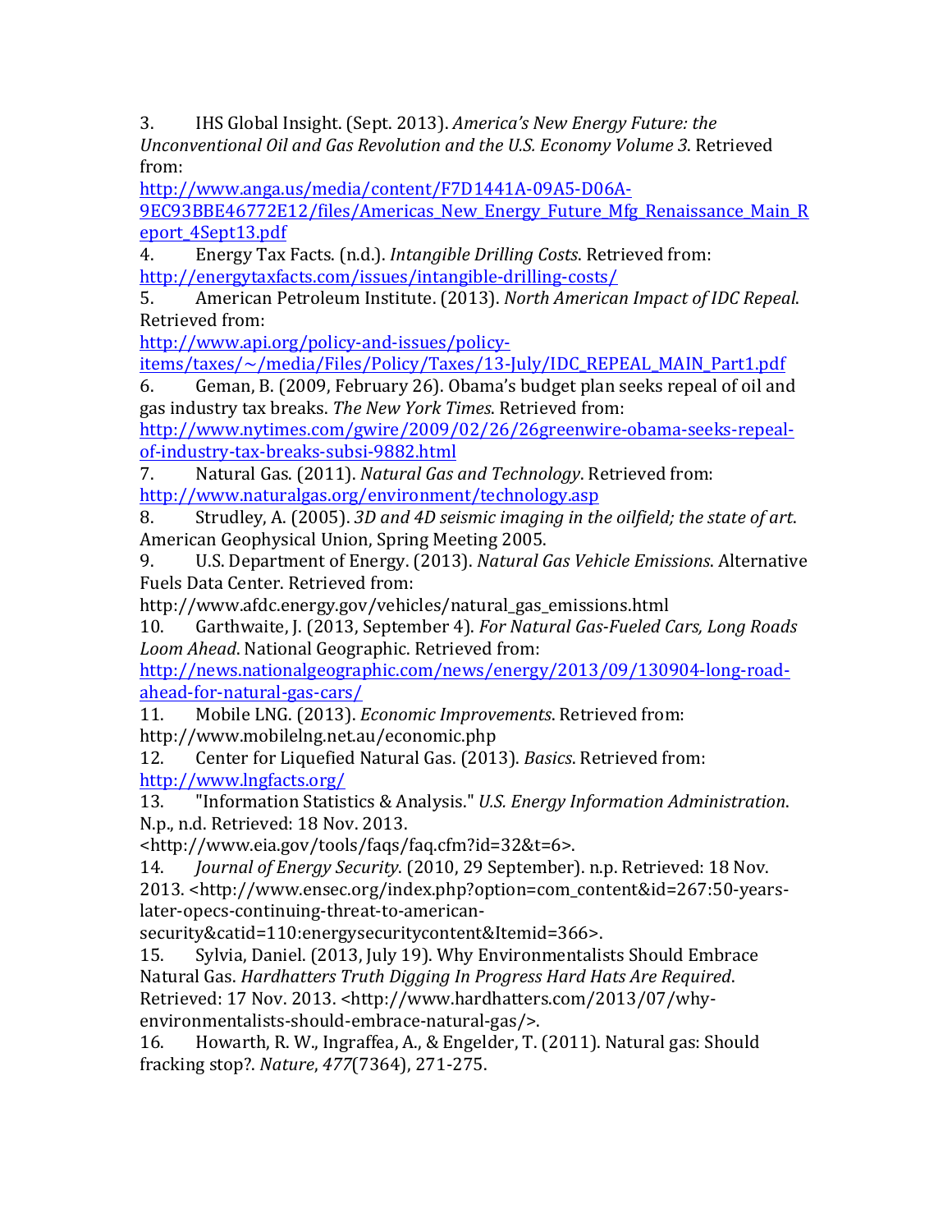3. IHS Global Insight. (Sept. 2013). *America's New Energy Future: the Unconventional Oil and Gas Revolution and the U.S. Economy Volume 3*. Retrieved from: http://www.anga.us/media/content/F7D1441A-09A5-D06A-9EC93BBE46772E12/files/Americas_New_Energy_Future_Mfg_Renaissance_Main_Report_4Sept13.pdf
4. Energy Tax Facts. (n.d.). *Intangible Drilling Costs*. Retrieved from: http://energytaxfacts.com/issues/intangible-drilling-costs/
5. American Petroleum Institute. (2013). *North American Impact of IDC Repeal*. Retrieved from: http://www.api.org/policy-and-issues/policy-items/taxes/~/media/Files/Policy/Taxes/13-July/IDC_REPEAL_MAIN_Part1.pdf
6. Geman, B. (2009, February 26). Obama's budget plan seeks repeal of oil and gas industry tax breaks. *The New York Times*. Retrieved from: http://www.nytimes.com/gwire/2009/02/26/26greenwire-obama-seeks-repeal-of-industry-tax-breaks-subsi-9882.html
7. Natural Gas. (2011). *Natural Gas and Technology*. Retrieved from: http://www.naturalgas.org/environment/technology.asp
8. Strudley, A. (2005). *3D and 4D seismic imaging in the oilfield; the state of art*. American Geophysical Union, Spring Meeting 2005.
9. U.S. Department of Energy. (2013). *Natural Gas Vehicle Emissions*. Alternative Fuels Data Center. Retrieved from: http://www.afdc.energy.gov/vehicles/natural_gas_emissions.html
10. Garthwaite, J. (2013, September 4). *For Natural Gas-Fueled Cars, Long Roads Loom Ahead*. National Geographic. Retrieved from: http://news.nationalgeographic.com/news/energy/2013/09/130904-long-road-ahead-for-natural-gas-cars/
11. Mobile LNG. (2013). *Economic Improvements*. Retrieved from: http://www.mobilelng.net.au/economic.php
12. Center for Liquefied Natural Gas. (2013). *Basics*. Retrieved from: http://www.lngfacts.org/
13. "Information Statistics & Analysis." *U.S. Energy Information Administration*. N.p., n.d. Retrieved: 18 Nov. 2013. <http://www.eia.gov/tools/faqs/faq.cfm?id=32&t=6>.
14. *Journal of Energy Security*. (2010, 29 September). n.p. Retrieved: 18 Nov. 2013. <http://www.ensec.org/index.php?option=com_content&id=267:50-years-later-opecs-continuing-threat-to-american-security&catid=110:energysecuritycontent&Itemid=366>.
15. Sylvia, Daniel. (2013, July 19). Why Environmentalists Should Embrace Natural Gas. *Hardhatters Truth Digging In Progress Hard Hats Are Required*. Retrieved: 17 Nov. 2013. <http://www.hardhatters.com/2013/07/why-environmentalists-should-embrace-natural-gas/>.
16. Howarth, R. W., Ingraffea, A., & Engelder, T. (2011). Natural gas: Should fracking stop?. *Nature*, *477*(7364), 271-275.